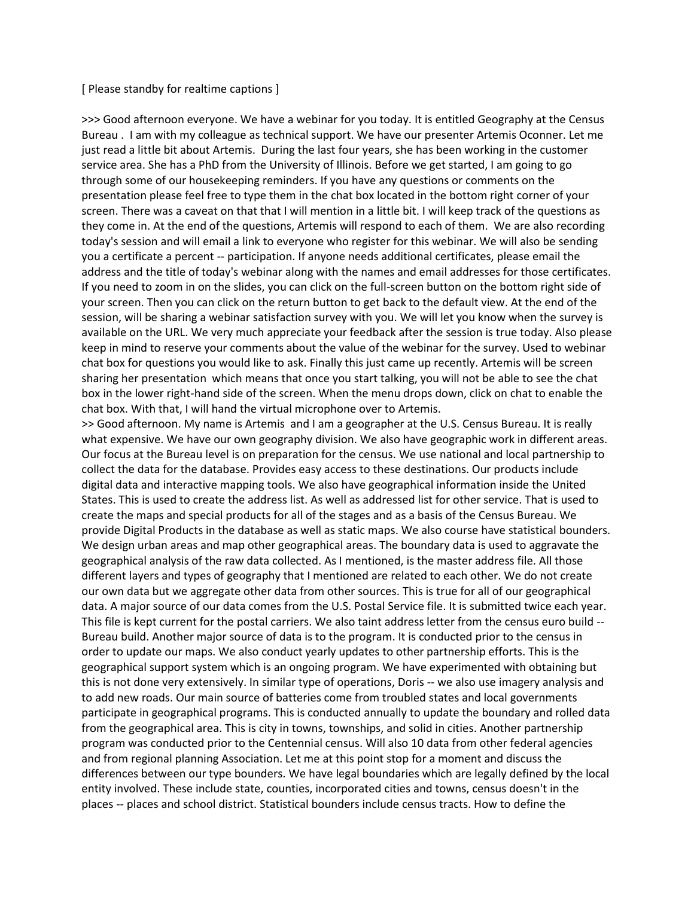[ Please standby for realtime captions ]

>>> Good afternoon everyone. We have a webinar for you today. It is entitled Geography at the Census Bureau . I am with my colleague as technical support. We have our presenter Artemis Oconner. Let me just read a little bit about Artemis. During the last four years, she has been working in the customer service area. She has a PhD from the University of Illinois. Before we get started, I am going to go through some of our housekeeping reminders. If you have any questions or comments on the presentation please feel free to type them in the chat box located in the bottom right corner of your screen. There was a caveat on that that I will mention in a little bit. I will keep track of the questions as they come in. At the end of the questions, Artemis will respond to each of them. We are also recording today's session and will email a link to everyone who register for this webinar. We will also be sending you a certificate a percent -- participation. If anyone needs additional certificates, please email the address and the title of today's webinar along with the names and email addresses for those certificates. If you need to zoom in on the slides, you can click on the full-screen button on the bottom right side of your screen. Then you can click on the return button to get back to the default view. At the end of the session, will be sharing a webinar satisfaction survey with you. We will let you know when the survey is available on the URL. We very much appreciate your feedback after the session is true today. Also please keep in mind to reserve your comments about the value of the webinar for the survey. Used to webinar chat box for questions you would like to ask. Finally this just came up recently. Artemis will be screen sharing her presentation which means that once you start talking, you will not be able to see the chat box in the lower right-hand side of the screen. When the menu drops down, click on chat to enable the chat box. With that, I will hand the virtual microphone over to Artemis.

>> Good afternoon. My name is Artemis and I am a geographer at the U.S. Census Bureau. It is really what expensive. We have our own geography division. We also have geographic work in different areas. Our focus at the Bureau level is on preparation for the census. We use national and local partnership to collect the data for the database. Provides easy access to these destinations. Our products include digital data and interactive mapping tools. We also have geographical information inside the United States. This is used to create the address list. As well as addressed list for other service. That is used to create the maps and special products for all of the stages and as a basis of the Census Bureau. We provide Digital Products in the database as well as static maps. We also course have statistical bounders. We design urban areas and map other geographical areas. The boundary data is used to aggravate the geographical analysis of the raw data collected. As I mentioned, is the master address file. All those different layers and types of geography that I mentioned are related to each other. We do not create our own data but we aggregate other data from other sources. This is true for all of our geographical data. A major source of our data comes from the U.S. Postal Service file. It is submitted twice each year. This file is kept current for the postal carriers. We also taint address letter from the census euro build -- Bureau build. Another major source of data is to the program. It is conducted prior to the census in order to update our maps. We also conduct yearly updates to other partnership efforts. This is the geographical support system which is an ongoing program. We have experimented with obtaining but this is not done very extensively. In similar type of operations, Doris -- we also use imagery analysis and to add new roads. Our main source of batteries come from troubled states and local governments participate in geographical programs. This is conducted annually to update the boundary and rolled data from the geographical area. This is city in towns, townships, and solid in cities. Another partnership program was conducted prior to the Centennial census. Will also 10 data from other federal agencies and from regional planning Association. Let me at this point stop for a moment and discuss the differences between our type bounders. We have legal boundaries which are legally defined by the local entity involved. These include state, counties, incorporated cities and towns, census doesn't in the places -- places and school district. Statistical bounders include census tracts. How to define the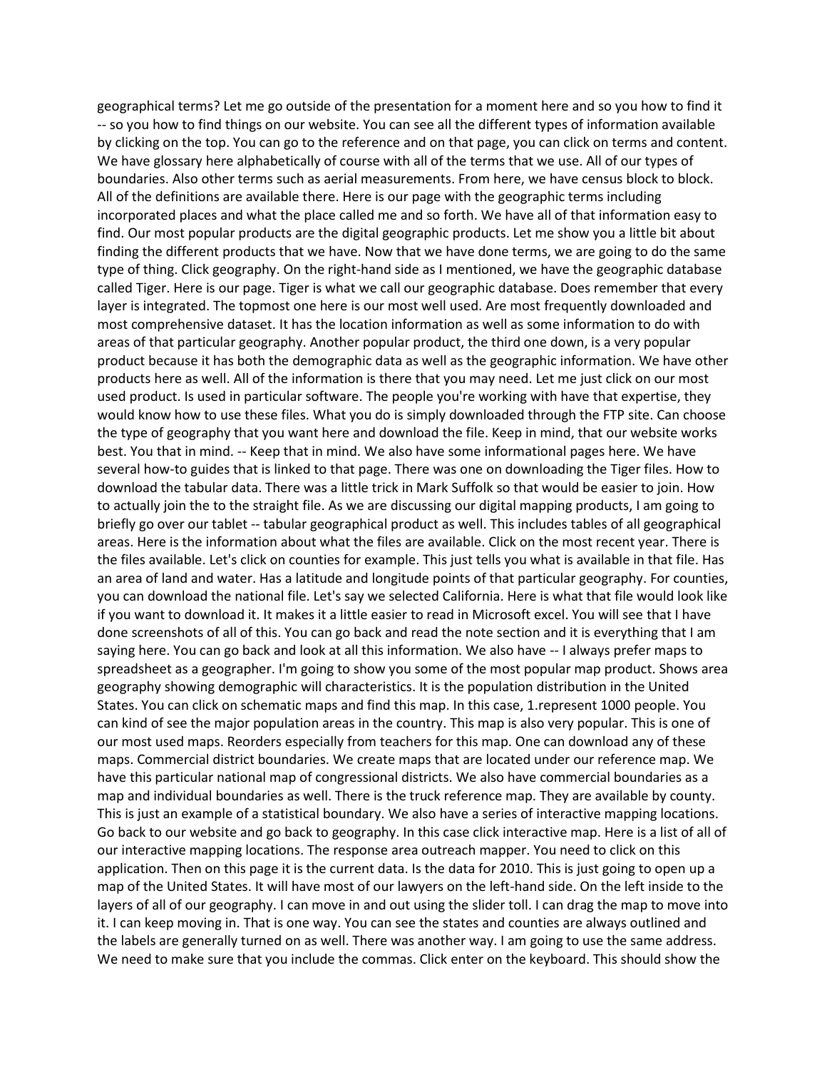geographical terms? Let me go outside of the presentation for a moment here and so you how to find it -- so you how to find things on our website. You can see all the different types of information available by clicking on the top. You can go to the reference and on that page, you can click on terms and content. We have glossary here alphabetically of course with all of the terms that we use. All of our types of boundaries. Also other terms such as aerial measurements. From here, we have census block to block. All of the definitions are available there. Here is our page with the geographic terms including incorporated places and what the place called me and so forth. We have all of that information easy to find. Our most popular products are the digital geographic products. Let me show you a little bit about finding the different products that we have. Now that we have done terms, we are going to do the same type of thing. Click geography. On the right-hand side as I mentioned, we have the geographic database called Tiger. Here is our page. Tiger is what we call our geographic database. Does remember that every layer is integrated. The topmost one here is our most well used. Are most frequently downloaded and most comprehensive dataset. It has the location information as well as some information to do with areas of that particular geography. Another popular product, the third one down, is a very popular product because it has both the demographic data as well as the geographic information. We have other products here as well. All of the information is there that you may need. Let me just click on our most used product. Is used in particular software. The people you're working with have that expertise, they would know how to use these files. What you do is simply downloaded through the FTP site. Can choose the type of geography that you want here and download the file. Keep in mind, that our website works best. You that in mind. -- Keep that in mind. We also have some informational pages here. We have several how-to guides that is linked to that page. There was one on downloading the Tiger files. How to download the tabular data. There was a little trick in Mark Suffolk so that would be easier to join. How to actually join the to the straight file. As we are discussing our digital mapping products, I am going to briefly go over our tablet -- tabular geographical product as well. This includes tables of all geographical areas. Here is the information about what the files are available. Click on the most recent year. There is the files available. Let's click on counties for example. This just tells you what is available in that file. Has an area of land and water. Has a latitude and longitude points of that particular geography. For counties, you can download the national file. Let's say we selected California. Here is what that file would look like if you want to download it. It makes it a little easier to read in Microsoft excel. You will see that I have done screenshots of all of this. You can go back and read the note section and it is everything that I am saying here. You can go back and look at all this information. We also have -- I always prefer maps to spreadsheet as a geographer. I'm going to show you some of the most popular map product. Shows area geography showing demographic will characteristics. It is the population distribution in the United States. You can click on schematic maps and find this map. In this case, 1.represent 1000 people. You can kind of see the major population areas in the country. This map is also very popular. This is one of our most used maps. Reorders especially from teachers for this map. One can download any of these maps. Commercial district boundaries. We create maps that are located under our reference map. We have this particular national map of congressional districts. We also have commercial boundaries as a map and individual boundaries as well. There is the truck reference map. They are available by county. This is just an example of a statistical boundary. We also have a series of interactive mapping locations. Go back to our website and go back to geography. In this case click interactive map. Here is a list of all of our interactive mapping locations. The response area outreach mapper. You need to click on this application. Then on this page it is the current data. Is the data for 2010. This is just going to open up a map of the United States. It will have most of our lawyers on the left-hand side. On the left inside to the layers of all of our geography. I can move in and out using the slider toll. I can drag the map to move into it. I can keep moving in. That is one way. You can see the states and counties are always outlined and the labels are generally turned on as well. There was another way. I am going to use the same address. We need to make sure that you include the commas. Click enter on the keyboard. This should show the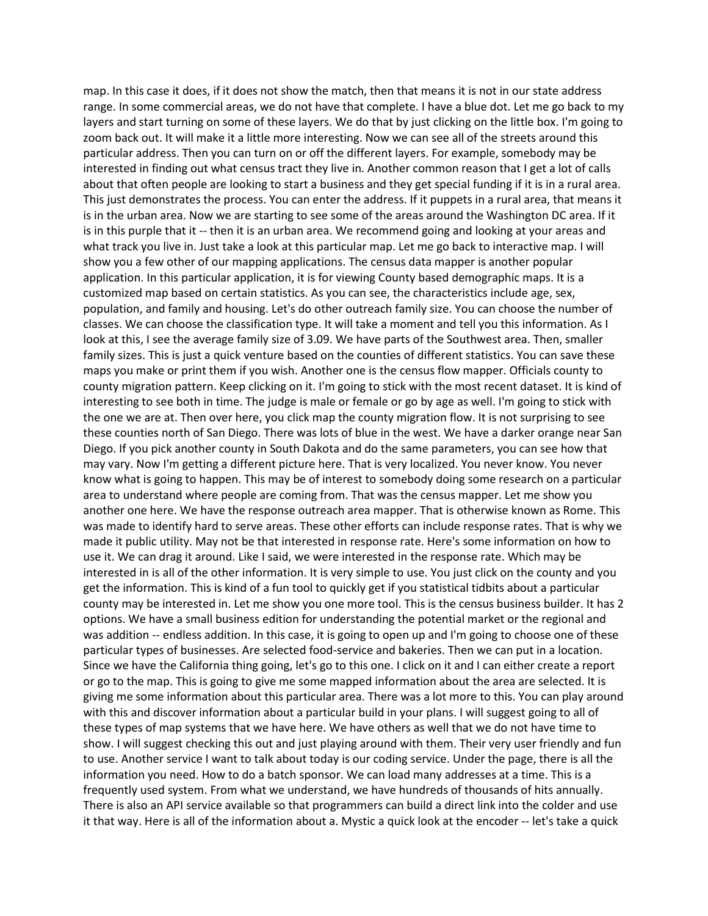map. In this case it does, if it does not show the match, then that means it is not in our state address range. In some commercial areas, we do not have that complete. I have a blue dot. Let me go back to my layers and start turning on some of these layers. We do that by just clicking on the little box. I'm going to zoom back out. It will make it a little more interesting. Now we can see all of the streets around this particular address. Then you can turn on or off the different layers. For example, somebody may be interested in finding out what census tract they live in. Another common reason that I get a lot of calls about that often people are looking to start a business and they get special funding if it is in a rural area. This just demonstrates the process. You can enter the address. If it puppets in a rural area, that means it is in the urban area. Now we are starting to see some of the areas around the Washington DC area. If it is in this purple that it -- then it is an urban area. We recommend going and looking at your areas and what track you live in. Just take a look at this particular map. Let me go back to interactive map. I will show you a few other of our mapping applications. The census data mapper is another popular application. In this particular application, it is for viewing County based demographic maps. It is a customized map based on certain statistics. As you can see, the characteristics include age, sex, population, and family and housing. Let's do other outreach family size. You can choose the number of classes. We can choose the classification type. It will take a moment and tell you this information. As I look at this, I see the average family size of 3.09. We have parts of the Southwest area. Then, smaller family sizes. This is just a quick venture based on the counties of different statistics. You can save these maps you make or print them if you wish. Another one is the census flow mapper. Officials county to county migration pattern. Keep clicking on it. I'm going to stick with the most recent dataset. It is kind of interesting to see both in time. The judge is male or female or go by age as well. I'm going to stick with the one we are at. Then over here, you click map the county migration flow. It is not surprising to see these counties north of San Diego. There was lots of blue in the west. We have a darker orange near San Diego. If you pick another county in South Dakota and do the same parameters, you can see how that may vary. Now I'm getting a different picture here. That is very localized. You never know. You never know what is going to happen. This may be of interest to somebody doing some research on a particular area to understand where people are coming from. That was the census mapper. Let me show you another one here. We have the response outreach area mapper. That is otherwise known as Rome. This was made to identify hard to serve areas. These other efforts can include response rates. That is why we made it public utility. May not be that interested in response rate. Here's some information on how to use it. We can drag it around. Like I said, we were interested in the response rate. Which may be interested in is all of the other information. It is very simple to use. You just click on the county and you get the information. This is kind of a fun tool to quickly get if you statistical tidbits about a particular county may be interested in. Let me show you one more tool. This is the census business builder. It has 2 options. We have a small business edition for understanding the potential market or the regional and was addition -- endless addition. In this case, it is going to open up and I'm going to choose one of these particular types of businesses. Are selected food-service and bakeries. Then we can put in a location. Since we have the California thing going, let's go to this one. I click on it and I can either create a report or go to the map. This is going to give me some mapped information about the area are selected. It is giving me some information about this particular area. There was a lot more to this. You can play around with this and discover information about a particular build in your plans. I will suggest going to all of these types of map systems that we have here. We have others as well that we do not have time to show. I will suggest checking this out and just playing around with them. Their very user friendly and fun to use. Another service I want to talk about today is our coding service. Under the page, there is all the information you need. How to do a batch sponsor. We can load many addresses at a time. This is a frequently used system. From what we understand, we have hundreds of thousands of hits annually. There is also an API service available so that programmers can build a direct link into the colder and use it that way. Here is all of the information about a. Mystic a quick look at the encoder -- let's take a quick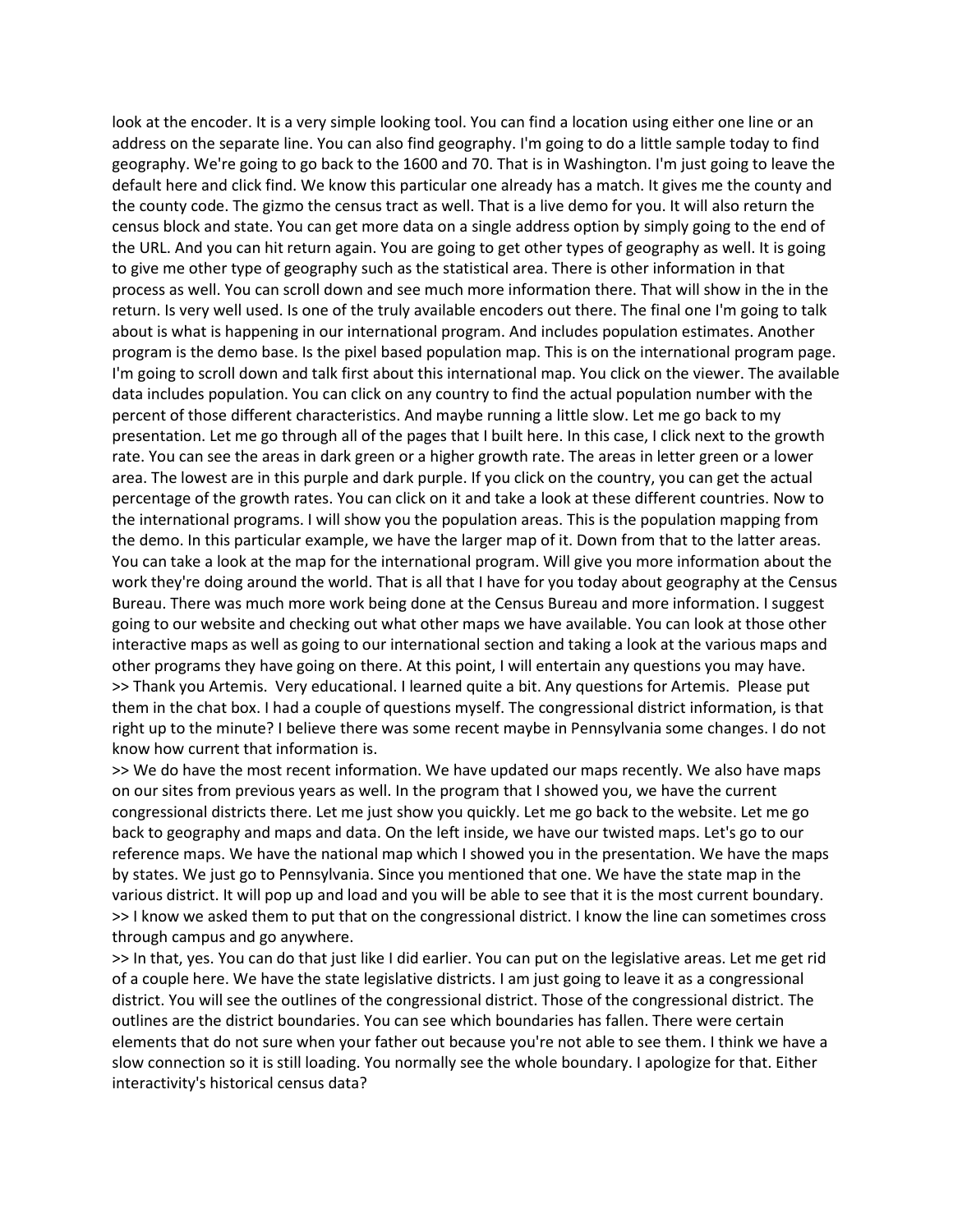look at the encoder. It is a very simple looking tool. You can find a location using either one line or an address on the separate line. You can also find geography. I'm going to do a little sample today to find geography. We're going to go back to the 1600 and 70. That is in Washington. I'm just going to leave the default here and click find. We know this particular one already has a match. It gives me the county and the county code. The gizmo the census tract as well. That is a live demo for you. It will also return the census block and state. You can get more data on a single address option by simply going to the end of the URL. And you can hit return again. You are going to get other types of geography as well. It is going to give me other type of geography such as the statistical area. There is other information in that process as well. You can scroll down and see much more information there. That will show in the in the return. Is very well used. Is one of the truly available encoders out there. The final one I'm going to talk about is what is happening in our international program. And includes population estimates. Another program is the demo base. Is the pixel based population map. This is on the international program page. I'm going to scroll down and talk first about this international map. You click on the viewer. The available data includes population. You can click on any country to find the actual population number with the percent of those different characteristics. And maybe running a little slow. Let me go back to my presentation. Let me go through all of the pages that I built here. In this case, I click next to the growth rate. You can see the areas in dark green or a higher growth rate. The areas in letter green or a lower area. The lowest are in this purple and dark purple. If you click on the country, you can get the actual percentage of the growth rates. You can click on it and take a look at these different countries. Now to the international programs. I will show you the population areas. This is the population mapping from the demo. In this particular example, we have the larger map of it. Down from that to the latter areas. You can take a look at the map for the international program. Will give you more information about the work they're doing around the world. That is all that I have for you today about geography at the Census Bureau. There was much more work being done at the Census Bureau and more information. I suggest going to our website and checking out what other maps we have available. You can look at those other interactive maps as well as going to our international section and taking a look at the various maps and other programs they have going on there. At this point, I will entertain any questions you may have.

>> Thank you Artemis. Very educational. I learned quite a bit. Any questions for Artemis. Please put them in the chat box. I had a couple of questions myself. The congressional district information, is that right up to the minute? I believe there was some recent maybe in Pennsylvania some changes. I do not know how current that information is.

>> We do have the most recent information. We have updated our maps recently. We also have maps on our sites from previous years as well. In the program that I showed you, we have the current congressional districts there. Let me just show you quickly. Let me go back to the website. Let me go back to geography and maps and data. On the left inside, we have our twisted maps. Let's go to our reference maps. We have the national map which I showed you in the presentation. We have the maps by states. We just go to Pennsylvania. Since you mentioned that one. We have the state map in the various district. It will pop up and load and you will be able to see that it is the most current boundary.

>> I know we asked them to put that on the congressional district. I know the line can sometimes cross through campus and go anywhere.

>> In that, yes. You can do that just like I did earlier. You can put on the legislative areas. Let me get rid of a couple here. We have the state legislative districts. I am just going to leave it as a congressional district. You will see the outlines of the congressional district. Those of the congressional district. The outlines are the district boundaries. You can see which boundaries has fallen. There were certain elements that do not sure when your father out because you're not able to see them. I think we have a slow connection so it is still loading. You normally see the whole boundary. I apologize for that. Either interactivity's historical census data?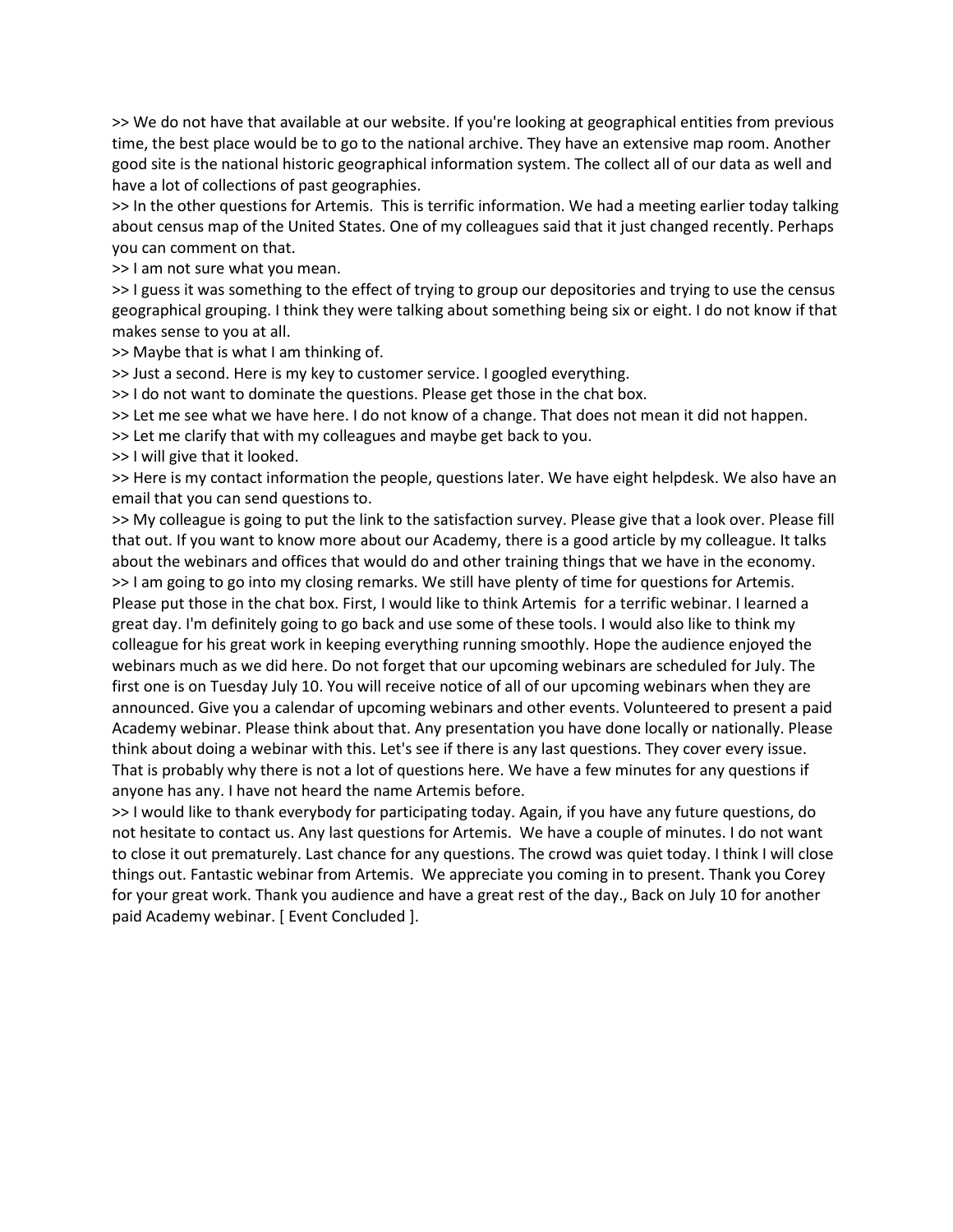>> We do not have that available at our website. If you're looking at geographical entities from previous time, the best place would be to go to the national archive. They have an extensive map room. Another good site is the national historic geographical information system. The collect all of our data as well and have a lot of collections of past geographies.

>> In the other questions for Artemis.  This is terrific information. We had a meeting earlier today talking about census map of the United States. One of my colleagues said that it just changed recently. Perhaps you can comment on that.

>> I am not sure what you mean.

>> I guess it was something to the effect of trying to group our depositories and trying to use the census geographical grouping. I think they were talking about something being six or eight. I do not know if that makes sense to you at all.

>> Maybe that is what I am thinking of.

>> Just a second. Here is my key to customer service. I googled everything.

>> I do not want to dominate the questions. Please get those in the chat box.

>> Let me see what we have here. I do not know of a change. That does not mean it did not happen.

>> Let me clarify that with my colleagues and maybe get back to you.

>> I will give that it looked.

>> Here is my contact information the people, questions later. We have eight helpdesk. We also have an email that you can send questions to.

>> My colleague is going to put the link to the satisfaction survey. Please give that a look over. Please fill that out. If you want to know more about our Academy, there is a good article by my colleague. It talks about the webinars and offices that would do and other training things that we have in the economy.

>> I am going to go into my closing remarks. We still have plenty of time for questions for Artemis. Please put those in the chat box. First, I would like to think Artemis  for a terrific webinar. I learned a great day. I'm definitely going to go back and use some of these tools. I would also like to think my colleague for his great work in keeping everything running smoothly. Hope the audience enjoyed the webinars much as we did here. Do not forget that our upcoming webinars are scheduled for July. The first one is on Tuesday July 10. You will receive notice of all of our upcoming webinars when they are announced. Give you a calendar of upcoming webinars and other events. Volunteered to present a paid Academy webinar. Please think about that. Any presentation you have done locally or nationally. Please think about doing a webinar with this. Let's see if there is any last questions. They cover every issue. That is probably why there is not a lot of questions here. We have a few minutes for any questions if anyone has any. I have not heard the name Artemis before.

>> I would like to thank everybody for participating today. Again, if you have any future questions, do not hesitate to contact us. Any last questions for Artemis.  We have a couple of minutes. I do not want to close it out prematurely. Last chance for any questions. The crowd was quiet today. I think I will close things out. Fantastic webinar from Artemis.  We appreciate you coming in to present. Thank you Corey for your great work. Thank you audience and have a great rest of the day., Back on July 10 for another paid Academy webinar. [ Event Concluded ].